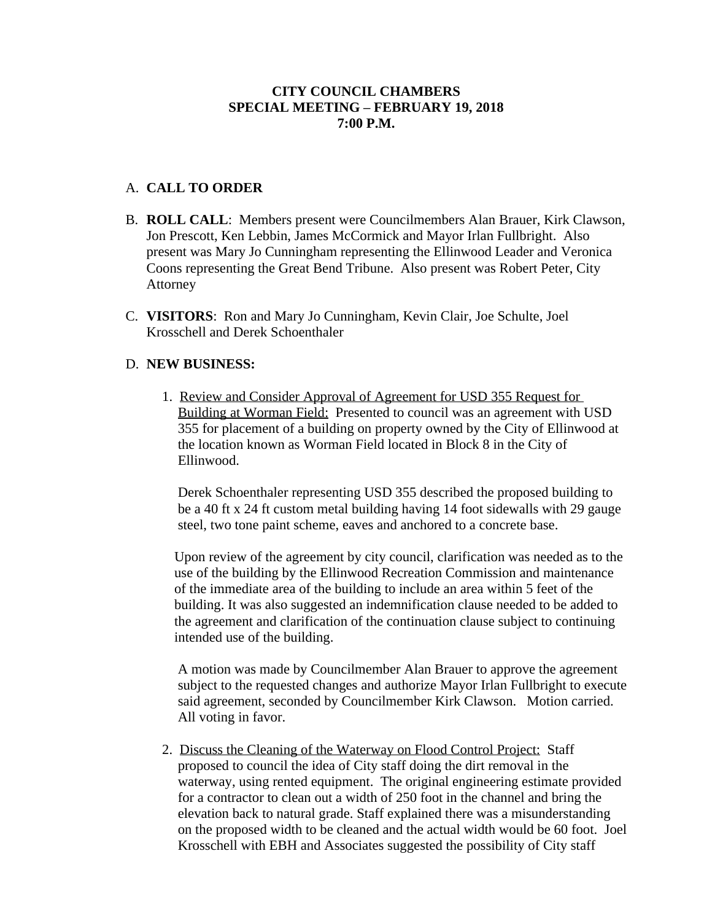**CITY COUNCIL CHAMBERS**
**SPECIAL MEETING – FEBRUARY 19, 2018**
**7:00 P.M.**

A. **CALL TO ORDER**

B. **ROLL CALL**: Members present were Councilmembers Alan Brauer, Kirk Clawson, Jon Prescott, Ken Lebbin, James McCormick and Mayor Irlan Fullbright. Also present was Mary Jo Cunningham representing the Ellinwood Leader and Veronica Coons representing the Great Bend Tribune. Also present was Robert Peter, City Attorney

C. **VISITORS**: Ron and Mary Jo Cunningham, Kevin Clair, Joe Schulte, Joel Krosschell and Derek Schoenthaler

D. **NEW BUSINESS:**

1. Review and Consider Approval of Agreement for USD 355 Request for Building at Worman Field: Presented to council was an agreement with USD 355 for placement of a building on property owned by the City of Ellinwood at the location known as Worman Field located in Block 8 in the City of Ellinwood.

   Derek Schoenthaler representing USD 355 described the proposed building to be a 40 ft x 24 ft custom metal building having 14 foot sidewalls with 29 gauge steel, two tone paint scheme, eaves and anchored to a concrete base.

   Upon review of the agreement by city council, clarification was needed as to the use of the building by the Ellinwood Recreation Commission and maintenance of the immediate area of the building to include an area within 5 feet of the building. It was also suggested an indemnification clause needed to be added to the agreement and clarification of the continuation clause subject to continuing intended use of the building.

   A motion was made by Councilmember Alan Brauer to approve the agreement subject to the requested changes and authorize Mayor Irlan Fullbright to execute said agreement, seconded by Councilmember Kirk Clawson. Motion carried. All voting in favor.

2. Discuss the Cleaning of the Waterway on Flood Control Project: Staff proposed to council the idea of City staff doing the dirt removal in the waterway, using rented equipment. The original engineering estimate provided for a contractor to clean out a width of 250 foot in the channel and bring the elevation back to natural grade. Staff explained there was a misunderstanding on the proposed width to be cleaned and the actual width would be 60 foot. Joel Krosschell with EBH and Associates suggested the possibility of City staff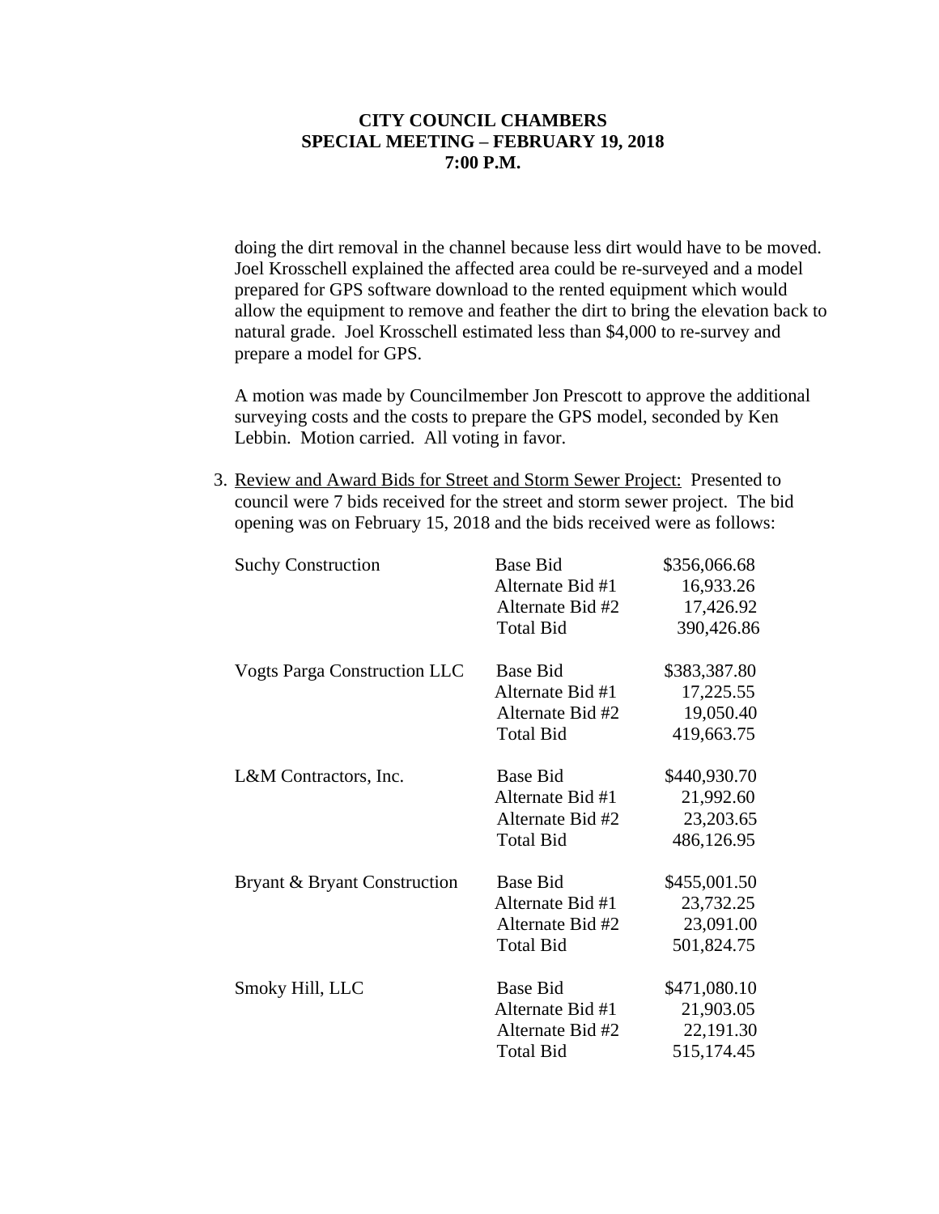**CITY COUNCIL CHAMBERS**
**SPECIAL MEETING – FEBRUARY 19, 2018**
**7:00 P.M.**

doing the dirt removal in the channel because less dirt would have to be moved. Joel Krosschell explained the affected area could be re-surveyed and a model prepared for GPS software download to the rented equipment which would allow the equipment to remove and feather the dirt to bring the elevation back to natural grade. Joel Krosschell estimated less than $4,000 to re-survey and prepare a model for GPS.

A motion was made by Councilmember Jon Prescott to approve the additional surveying costs and the costs to prepare the GPS model, seconded by Ken Lebbin. Motion carried. All voting in favor.

3. Review and Award Bids for Street and Storm Sewer Project: Presented to council were 7 bids received for the street and storm sewer project. The bid opening was on February 15, 2018 and the bids received were as follows:

| | | |
|---|---|---|
| Suchy Construction | Base Bid | $356,066.68 |
| | Alternate Bid #1 | 16,933.26 |
| | Alternate Bid #2 | 17,426.92 |
| | Total Bid | 390,426.86 |
| Vogts Parga Construction LLC | Base Bid | $383,387.80 |
| | Alternate Bid #1 | 17,225.55 |
| | Alternate Bid #2 | 19,050.40 |
| | Total Bid | 419,663.75 |
| L&M Contractors, Inc. | Base Bid | $440,930.70 |
| | Alternate Bid #1 | 21,992.60 |
| | Alternate Bid #2 | 23,203.65 |
| | Total Bid | 486,126.95 |
| Bryant & Bryant Construction | Base Bid | $455,001.50 |
| | Alternate Bid #1 | 23,732.25 |
| | Alternate Bid #2 | 23,091.00 |
| | Total Bid | 501,824.75 |
| Smoky Hill, LLC | Base Bid | $471,080.10 |
| | Alternate Bid #1 | 21,903.05 |
| | Alternate Bid #2 | 22,191.30 |
| | Total Bid | 515,174.45 |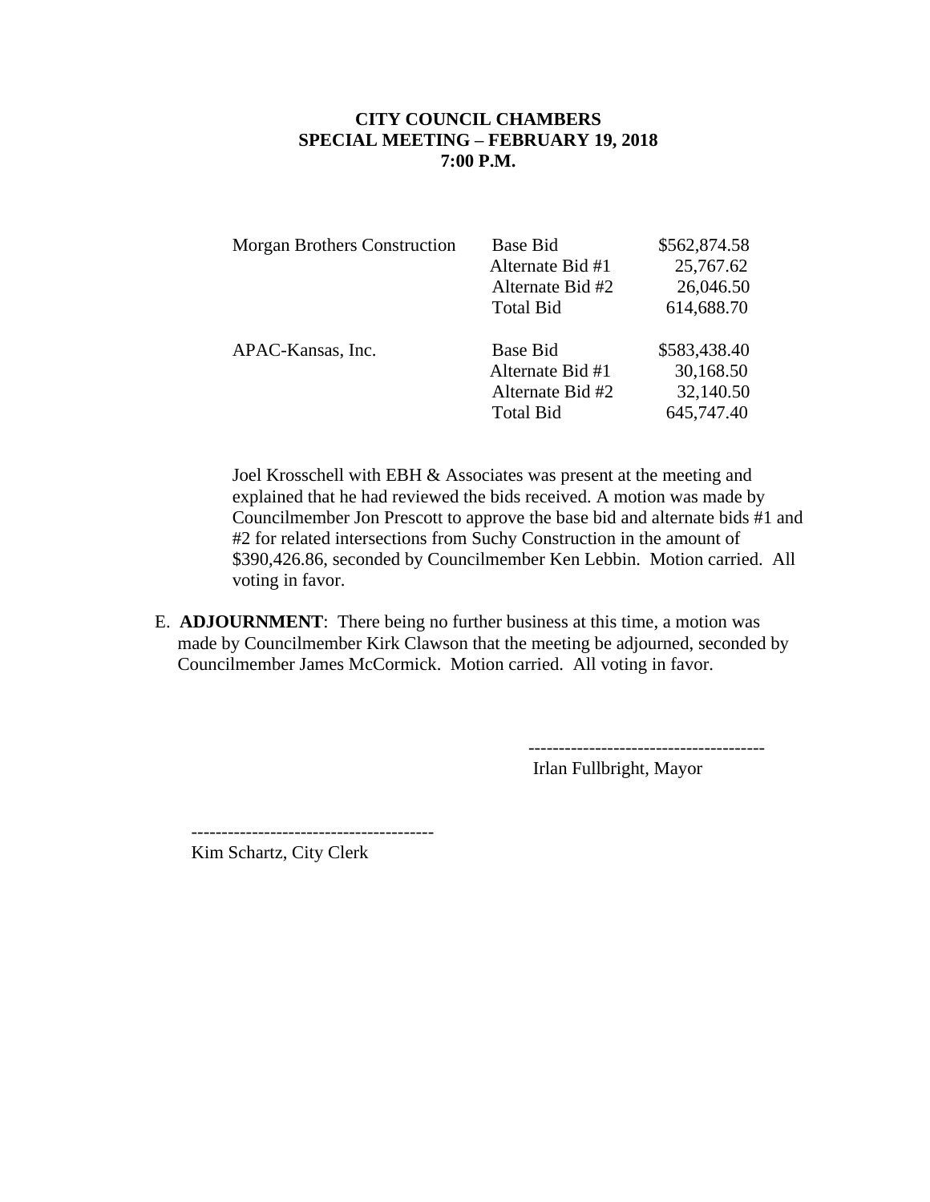**CITY COUNCIL CHAMBERS**
**SPECIAL MEETING – FEBRUARY 19, 2018**
**7:00 P.M.**

| | | |
|---|---|---|
| Morgan Brothers Construction | Base Bid | $562,874.58 |
| | Alternate Bid #1 | 25,767.62 |
| | Alternate Bid #2 | 26,046.50 |
| | Total Bid | 614,688.70 |
| APAC-Kansas, Inc. | Base Bid | $583,438.40 |
| | Alternate Bid #1 | 30,168.50 |
| | Alternate Bid #2 | 32,140.50 |
| | Total Bid | 645,747.40 |

Joel Krosschell with EBH & Associates was present at the meeting and explained that he had reviewed the bids received. A motion was made by Councilmember Jon Prescott to approve the base bid and alternate bids #1 and #2 for related intersections from Suchy Construction in the amount of $390,426.86, seconded by Councilmember Ken Lebbin. Motion carried. All voting in favor.

E. **ADJOURNMENT**: There being no further business at this time, a motion was made by Councilmember Kirk Clawson that the meeting be adjourned, seconded by Councilmember James McCormick. Motion carried. All voting in favor.

--------------------------------------
Irlan Fullbright, Mayor

----------------------------------------
Kim Schartz, City Clerk